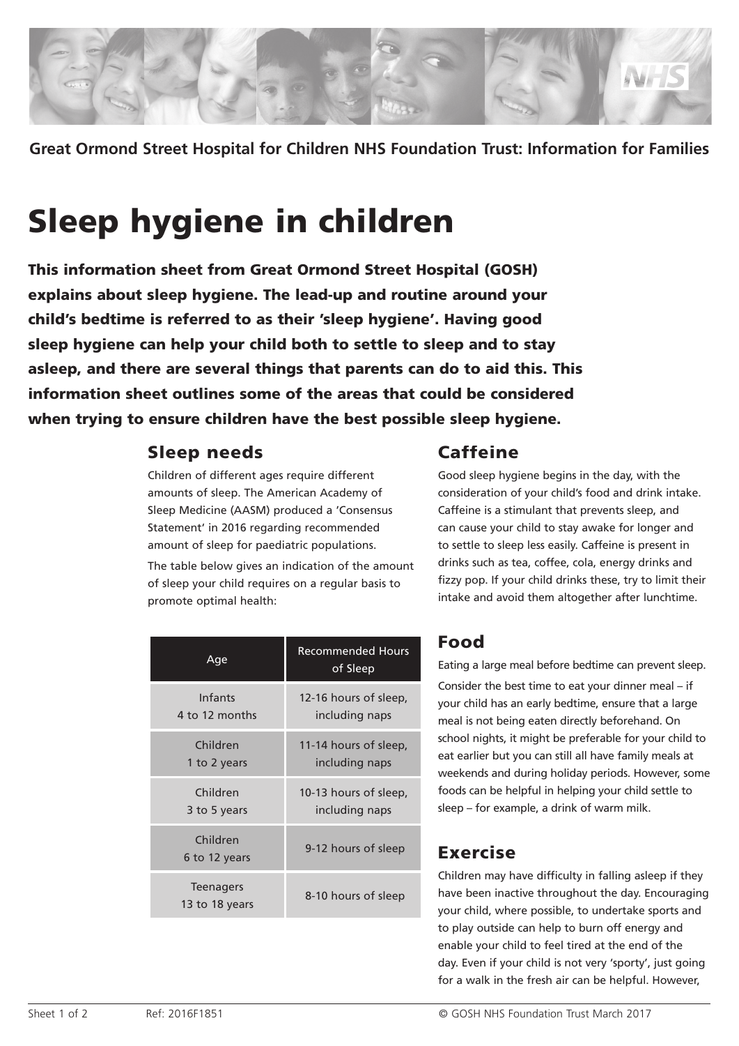Great Ormond Street Hospital for Children NHS Foundation Trust: Information for Families

# Sleep hygiene in children

**This information sheet from Great Ormond Street Hospital (GOSH) explains about sleep hygiene. The lead-up and routine around your child's bedtime is referred to as their 'sleep hygiene'. Having good sleep hygiene can help your child both to settle to sleep and to stay asleep, and there are several things that parents can do to aid this. This information sheet outlines some of the areas that could be considered when trying to ensure children have the best possible sleep hygiene.**

## Sleep needs

Children of different ages require different amounts of sleep. The American Academy of Sleep Medicine (AASM) produced a 'Consensus Statement' in 2016 regarding recommended amount of sleep for paediatric populations.

The table below gives an indication of the amount of sleep your child requires on a regular basis to promote optimal health:

| Age | Recommended Hours of Sleep |
|---|---|
| Infants 4 to 12 months | 12-16 hours of sleep, including naps |
| Children 1 to 2 years | 11-14 hours of sleep, including naps |
| Children 3 to 5 years | 10-13 hours of sleep, including naps |
| Children 6 to 12 years | 9-12 hours of sleep |
| Teenagers 13 to 18 years | 8-10 hours of sleep |

## Caffeine

Good sleep hygiene begins in the day, with the consideration of your child's food and drink intake. Caffeine is a stimulant that prevents sleep, and can cause your child to stay awake for longer and to settle to sleep less easily. Caffeine is present in drinks such as tea, coffee, cola, energy drinks and fizzy pop. If your child drinks these, try to limit their intake and avoid them altogether after lunchtime.

## Food

Eating a large meal before bedtime can prevent sleep. Consider the best time to eat your dinner meal – if your child has an early bedtime, ensure that a large meal is not being eaten directly beforehand. On school nights, it might be preferable for your child to eat earlier but you can still all have family meals at weekends and during holiday periods. However, some foods can be helpful in helping your child settle to sleep – for example, a drink of warm milk.

## Exercise

Children may have difficulty in falling asleep if they have been inactive throughout the day. Encouraging your child, where possible, to undertake sports and to play outside can help to burn off energy and enable your child to feel tired at the end of the day. Even if your child is not very 'sporty', just going for a walk in the fresh air can be helpful. However,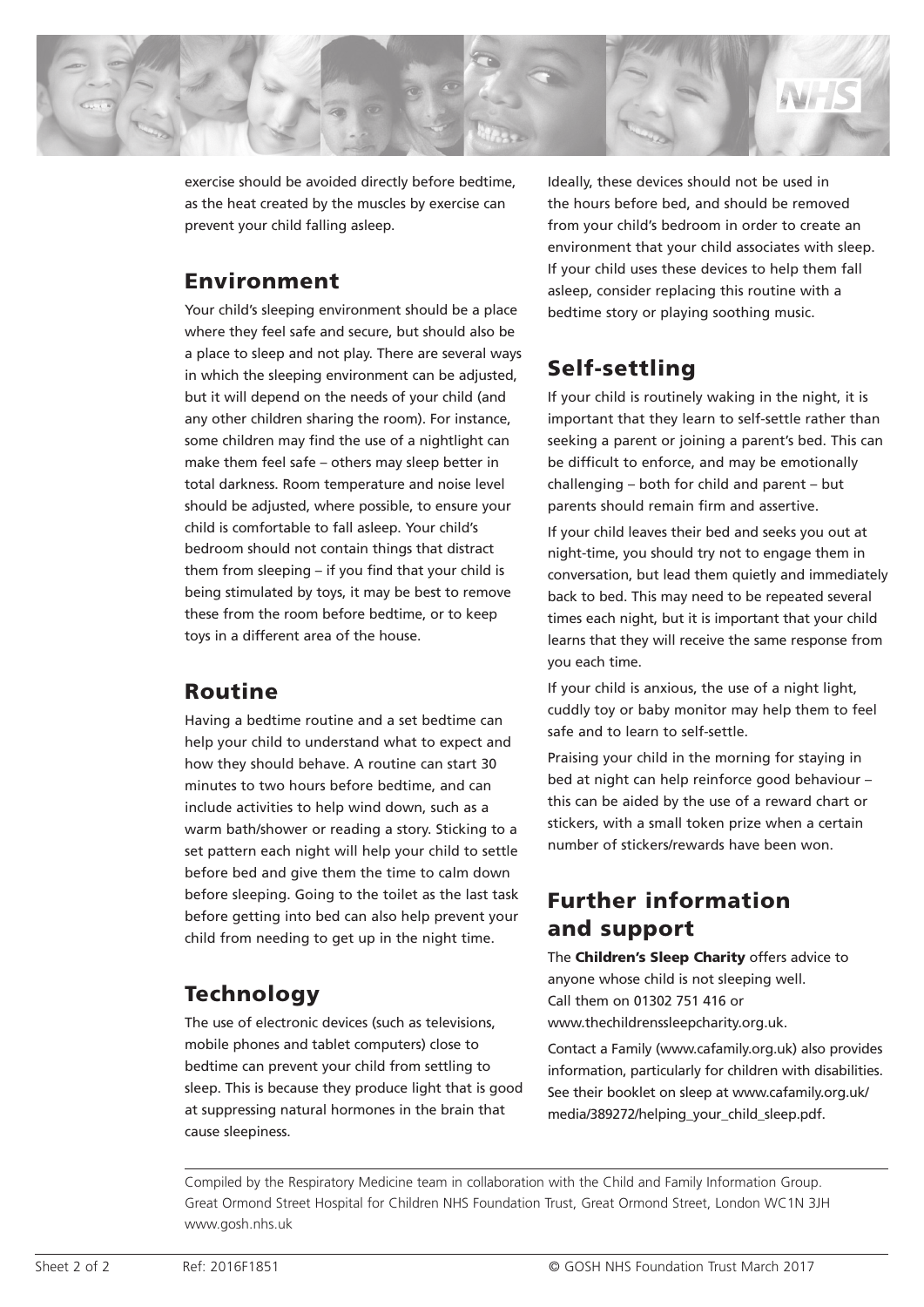exercise should be avoided directly before bedtime, as the heat created by the muscles by exercise can prevent your child falling asleep.

## Environment

Your child's sleeping environment should be a place where they feel safe and secure, but should also be a place to sleep and not play. There are several ways in which the sleeping environment can be adjusted, but it will depend on the needs of your child (and any other children sharing the room). For instance, some children may find the use of a nightlight can make them feel safe – others may sleep better in total darkness. Room temperature and noise level should be adjusted, where possible, to ensure your child is comfortable to fall asleep. Your child's bedroom should not contain things that distract them from sleeping – if you find that your child is being stimulated by toys, it may be best to remove these from the room before bedtime, or to keep toys in a different area of the house.

## Routine

Having a bedtime routine and a set bedtime can help your child to understand what to expect and how they should behave. A routine can start 30 minutes to two hours before bedtime, and can include activities to help wind down, such as a warm bath/shower or reading a story. Sticking to a set pattern each night will help your child to settle before bed and give them the time to calm down before sleeping. Going to the toilet as the last task before getting into bed can also help prevent your child from needing to get up in the night time.

## Technology

The use of electronic devices (such as televisions, mobile phones and tablet computers) close to bedtime can prevent your child from settling to sleep. This is because they produce light that is good at suppressing natural hormones in the brain that cause sleepiness.

Ideally, these devices should not be used in the hours before bed, and should be removed from your child's bedroom in order to create an environment that your child associates with sleep. If your child uses these devices to help them fall asleep, consider replacing this routine with a bedtime story or playing soothing music.

## Self-settling

If your child is routinely waking in the night, it is important that they learn to self-settle rather than seeking a parent or joining a parent's bed. This can be difficult to enforce, and may be emotionally challenging – both for child and parent – but parents should remain firm and assertive.

If your child leaves their bed and seeks you out at night-time, you should try not to engage them in conversation, but lead them quietly and immediately back to bed. This may need to be repeated several times each night, but it is important that your child learns that they will receive the same response from you each time.

If your child is anxious, the use of a night light, cuddly toy or baby monitor may help them to feel safe and to learn to self-settle.

Praising your child in the morning for staying in bed at night can help reinforce good behaviour – this can be aided by the use of a reward chart or stickers, with a small token prize when a certain number of stickers/rewards have been won.

## Further information and support

The **Children's Sleep Charity** offers advice to anyone whose child is not sleeping well. Call them on 01302 751 416 or www.thechildrenssleepcharity.org.uk.

Contact a Family (www.cafamily.org.uk) also provides information, particularly for children with disabilities. See their booklet on sleep at www.cafamily.org.uk/media/389272/helping_your_child_sleep.pdf.

Compiled by the Respiratory Medicine team in collaboration with the Child and Family Information Group.
Great Ormond Street Hospital for Children NHS Foundation Trust, Great Ormond Street, London WC1N 3JH
www.gosh.nhs.uk

Ref: 2016F1851 © GOSH NHS Foundation Trust March 2017